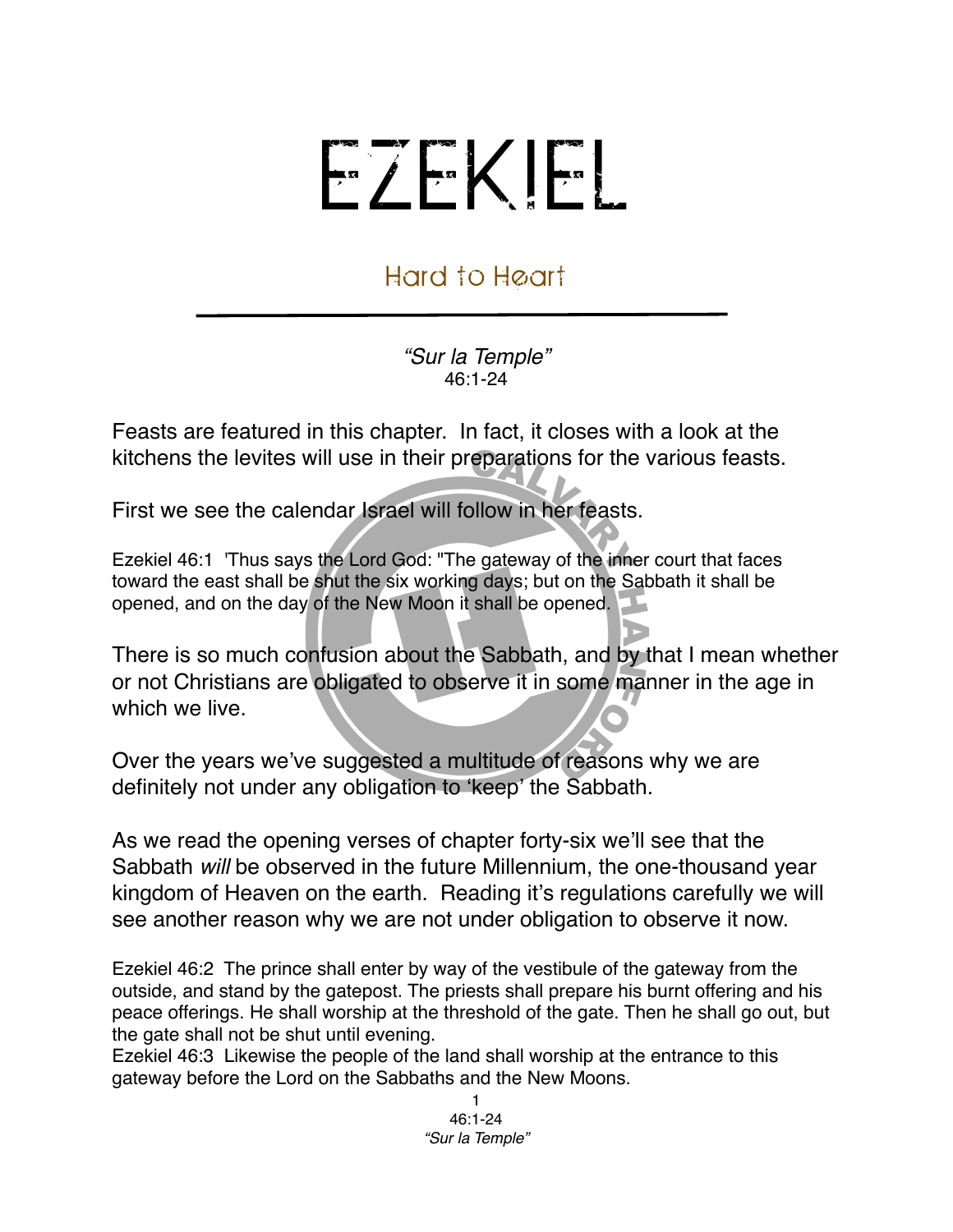# EZEKIEL

## Hard to Heart

*"Sur la Temple"*
46:1-24

Feasts are featured in this chapter. In fact, it closes with a look at the kitchens the levites will use in their preparations for the various feasts.

First we see the calendar Israel will follow in her feasts.

Ezekiel 46:1 'Thus says the Lord God: "The gateway of the inner court that faces toward the east shall be shut the six working days; but on the Sabbath it shall be opened, and on the day of the New Moon it shall be opened.

There is so much confusion about the Sabbath, and by that I mean whether or not Christians are obligated to observe it in some manner in the age in which we live.

Over the years we've suggested a multitude of reasons why we are definitely not under any obligation to 'keep' the Sabbath.

As we read the opening verses of chapter forty-six we'll see that the Sabbath *will* be observed in the future Millennium, the one-thousand year kingdom of Heaven on the earth. Reading it's regulations carefully we will see another reason why we are not under obligation to observe it now.

Ezekiel 46:2 The prince shall enter by way of the vestibule of the gateway from the outside, and stand by the gatepost. The priests shall prepare his burnt offering and his peace offerings. He shall worship at the threshold of the gate. Then he shall go out, but the gate shall not be shut until evening.
Ezekiel 46:3 Likewise the people of the land shall worship at the entrance to this gateway before the Lord on the Sabbaths and the New Moons.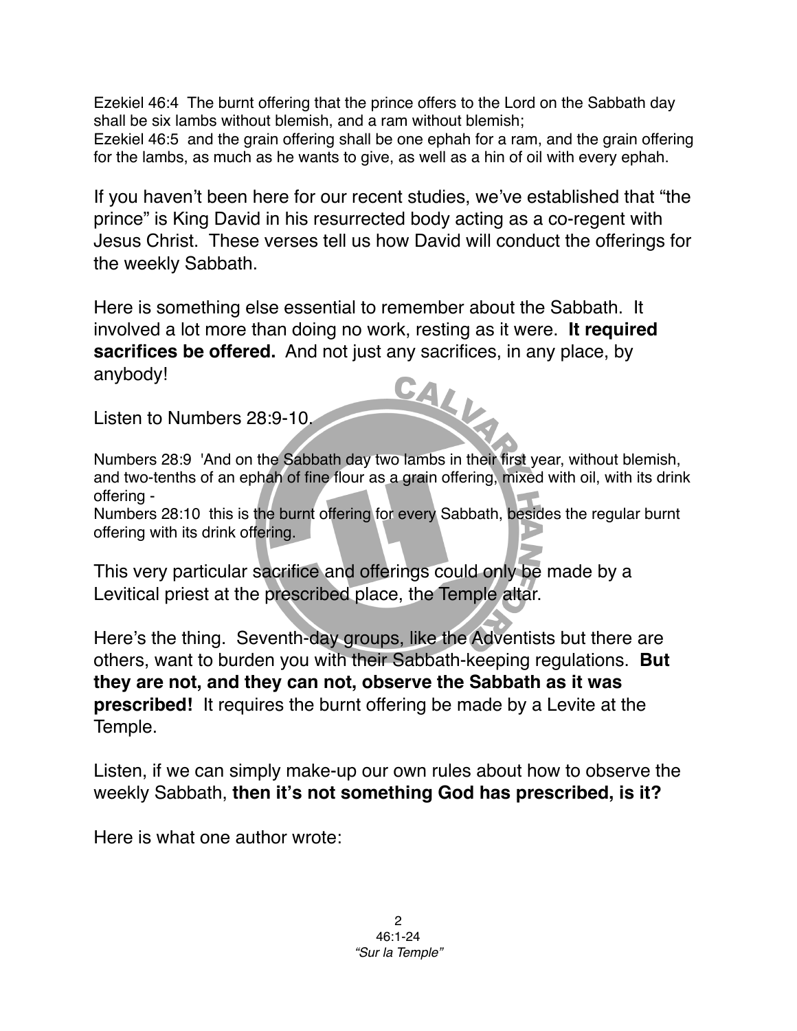Ezekiel 46:4  The burnt offering that the prince offers to the Lord on the Sabbath day shall be six lambs without blemish, and a ram without blemish;
Ezekiel 46:5  and the grain offering shall be one ephah for a ram, and the grain offering for the lambs, as much as he wants to give, as well as a hin of oil with every ephah.

If you haven't been here for our recent studies, we've established that "the prince" is King David in his resurrected body acting as a co-regent with Jesus Christ.  These verses tell us how David will conduct the offerings for the weekly Sabbath.

Here is something else essential to remember about the Sabbath.  It involved a lot more than doing no work, resting as it were.  **It required sacrifices be offered.**  And not just any sacrifices, in any place, by anybody!

Listen to Numbers 28:9-10.

Numbers 28:9  'And on the Sabbath day two lambs in their first year, without blemish, and two-tenths of an ephah of fine flour as a grain offering, mixed with oil, with its drink offering -
Numbers 28:10  this is the burnt offering for every Sabbath, besides the regular burnt offering with its drink offering.

This very particular sacrifice and offerings could only be made by a Levitical priest at the prescribed place, the Temple altar.

Here's the thing.  Seventh-day groups, like the Adventists but there are others, want to burden you with their Sabbath-keeping regulations.  **But they are not, and they can not, observe the Sabbath as it was prescribed!**  It requires the burnt offering be made by a Levite at the Temple.

Listen, if we can simply make-up our own rules about how to observe the weekly Sabbath, **then it's not something God has prescribed, is it?**

Here is what one author wrote: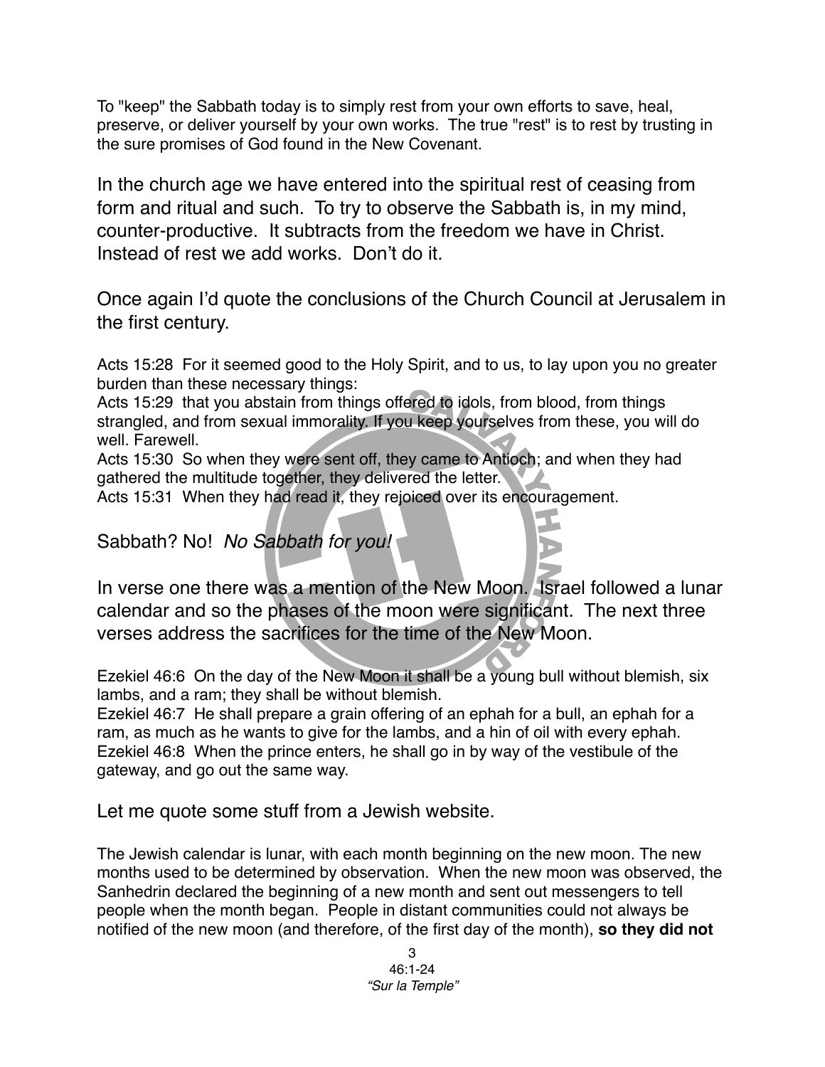To "keep" the Sabbath today is to simply rest from your own efforts to save, heal, preserve, or deliver yourself by your own works. The true "rest" is to rest by trusting in the sure promises of God found in the New Covenant.

In the church age we have entered into the spiritual rest of ceasing from form and ritual and such. To try to observe the Sabbath is, in my mind, counter-productive. It subtracts from the freedom we have in Christ. Instead of rest we add works. Don't do it.

Once again I'd quote the conclusions of the Church Council at Jerusalem in the first century.

Acts 15:28 For it seemed good to the Holy Spirit, and to us, to lay upon you no greater burden than these necessary things:
Acts 15:29 that you abstain from things offered to idols, from blood, from things strangled, and from sexual immorality. If you keep yourselves from these, you will do well. Farewell.
Acts 15:30 So when they were sent off, they came to Antioch; and when they had gathered the multitude together, they delivered the letter.
Acts 15:31 When they had read it, they rejoiced over its encouragement.

Sabbath? No! *No Sabbath for you!*

In verse one there was a mention of the New Moon. Israel followed a lunar calendar and so the phases of the moon were significant. The next three verses address the sacrifices for the time of the New Moon.

Ezekiel 46:6 On the day of the New Moon it shall be a young bull without blemish, six lambs, and a ram; they shall be without blemish.
Ezekiel 46:7 He shall prepare a grain offering of an ephah for a bull, an ephah for a ram, as much as he wants to give for the lambs, and a hin of oil with every ephah.
Ezekiel 46:8 When the prince enters, he shall go in by way of the vestibule of the gateway, and go out the same way.

Let me quote some stuff from a Jewish website.

The Jewish calendar is lunar, with each month beginning on the new moon. The new months used to be determined by observation. When the new moon was observed, the Sanhedrin declared the beginning of a new month and sent out messengers to tell people when the month began. People in distant communities could not always be notified of the new moon (and therefore, of the first day of the month), **so they did not**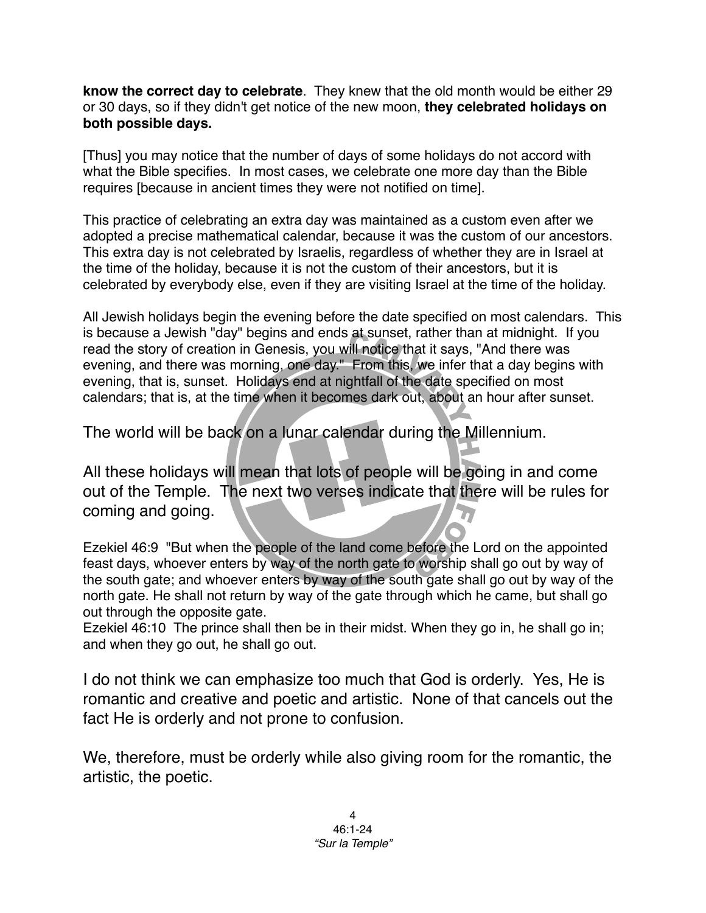**know the correct day to celebrate**.  They knew that the old month would be either 29 or 30 days, so if they didn't get notice of the new moon, **they celebrated holidays on both possible days.**

[Thus] you may notice that the number of days of some holidays do not accord with what the Bible specifies.  In most cases, we celebrate one more day than the Bible requires [because in ancient times they were not notified on time].

This practice of celebrating an extra day was maintained as a custom even after we adopted a precise mathematical calendar, because it was the custom of our ancestors. This extra day is not celebrated by Israelis, regardless of whether they are in Israel at the time of the holiday, because it is not the custom of their ancestors, but it is celebrated by everybody else, even if they are visiting Israel at the time of the holiday.

All Jewish holidays begin the evening before the date specified on most calendars.  This is because a Jewish "day" begins and ends at sunset, rather than at midnight.  If you read the story of creation in Genesis, you will notice that it says, "And there was evening, and there was morning, one day."  From this, we infer that a day begins with evening, that is, sunset.  Holidays end at nightfall of the date specified on most calendars; that is, at the time when it becomes dark out, about an hour after sunset.

The world will be back on a lunar calendar during the Millennium.

All these holidays will mean that lots of people will be going in and come out of the Temple.  The next two verses indicate that there will be rules for coming and going.

Ezekiel 46:9  "But when the people of the land come before the Lord on the appointed feast days, whoever enters by way of the north gate to worship shall go out by way of the south gate; and whoever enters by way of the south gate shall go out by way of the north gate. He shall not return by way of the gate through which he came, but shall go out through the opposite gate.
Ezekiel 46:10  The prince shall then be in their midst. When they go in, he shall go in; and when they go out, he shall go out.

I do not think we can emphasize too much that God is orderly.  Yes, He is romantic and creative and poetic and artistic.  None of that cancels out the fact He is orderly and not prone to confusion.

We, therefore, must be orderly while also giving room for the romantic, the artistic, the poetic.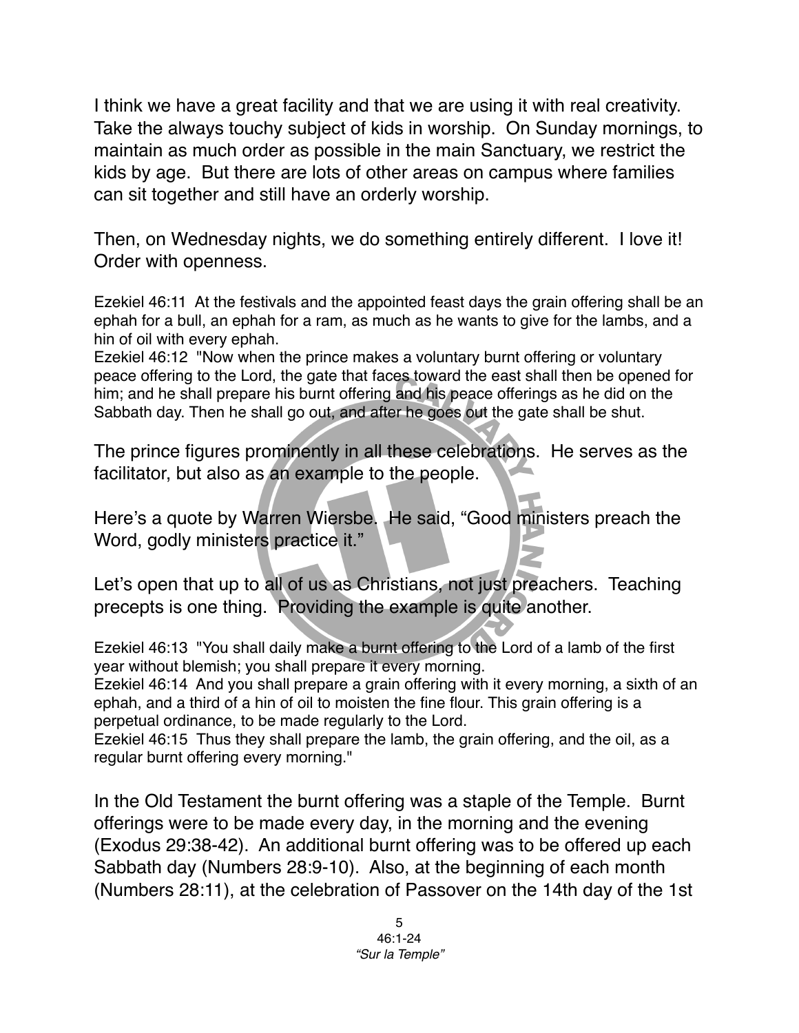I think we have a great facility and that we are using it with real creativity. Take the always touchy subject of kids in worship. On Sunday mornings, to maintain as much order as possible in the main Sanctuary, we restrict the kids by age. But there are lots of other areas on campus where families can sit together and still have an orderly worship.

Then, on Wednesday nights, we do something entirely different. I love it! Order with openness.

Ezekiel 46:11 At the festivals and the appointed feast days the grain offering shall be an ephah for a bull, an ephah for a ram, as much as he wants to give for the lambs, and a hin of oil with every ephah.
Ezekiel 46:12 "Now when the prince makes a voluntary burnt offering or voluntary peace offering to the Lord, the gate that faces toward the east shall then be opened for him; and he shall prepare his burnt offering and his peace offerings as he did on the Sabbath day. Then he shall go out, and after he goes out the gate shall be shut.

The prince figures prominently in all these celebrations. He serves as the facilitator, but also as an example to the people.

Here's a quote by Warren Wiersbe. He said, "Good ministers preach the Word, godly ministers practice it."

Let's open that up to all of us as Christians, not just preachers. Teaching precepts is one thing. Providing the example is quite another.

Ezekiel 46:13 "You shall daily make a burnt offering to the Lord of a lamb of the first year without blemish; you shall prepare it every morning.
Ezekiel 46:14 And you shall prepare a grain offering with it every morning, a sixth of an ephah, and a third of a hin of oil to moisten the fine flour. This grain offering is a perpetual ordinance, to be made regularly to the Lord.
Ezekiel 46:15 Thus they shall prepare the lamb, the grain offering, and the oil, as a regular burnt offering every morning."

In the Old Testament the burnt offering was a staple of the Temple. Burnt offerings were to be made every day, in the morning and the evening (Exodus 29:38-42). An additional burnt offering was to be offered up each Sabbath day (Numbers 28:9-10). Also, at the beginning of each month (Numbers 28:11), at the celebration of Passover on the 14th day of the 1st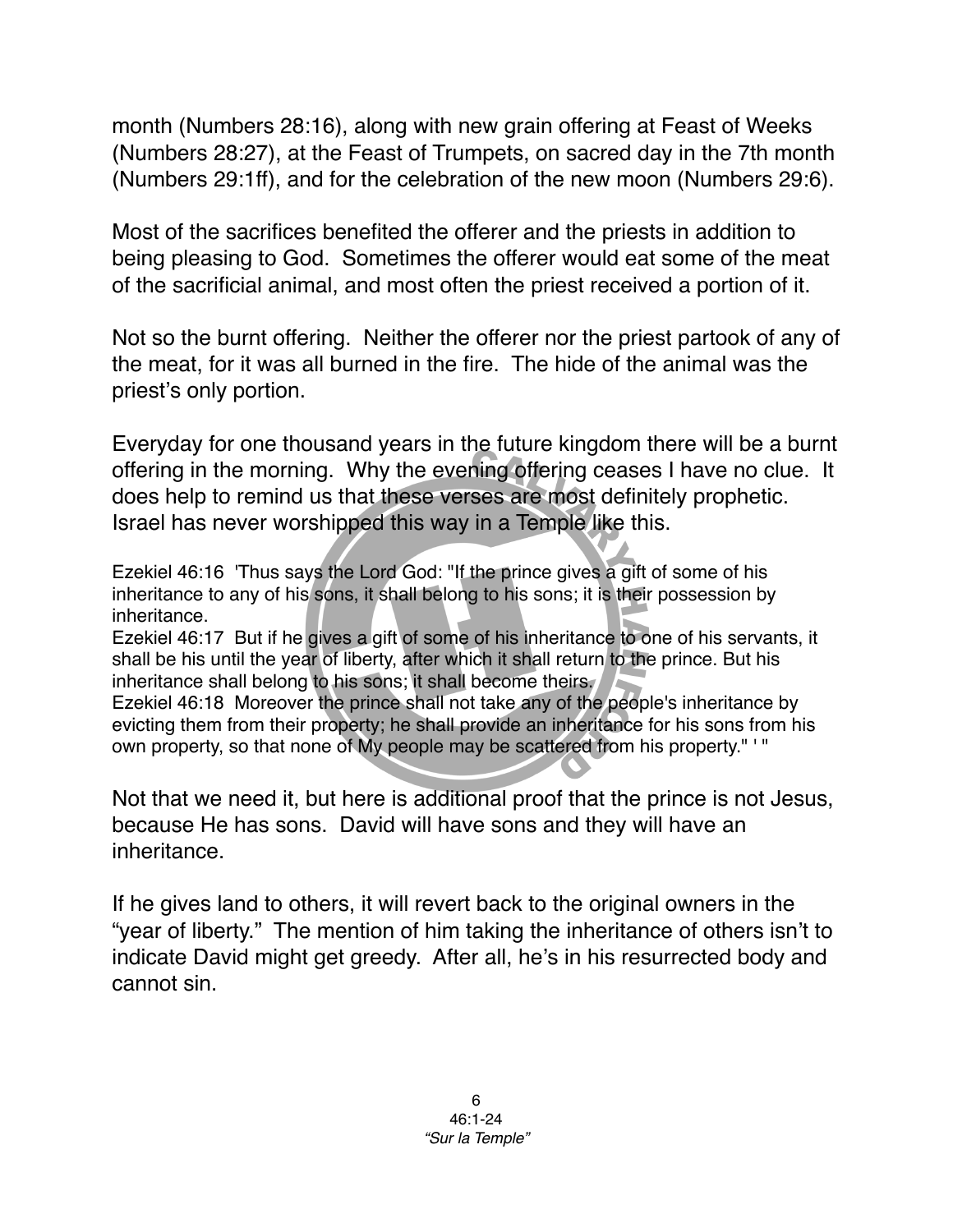month (Numbers 28:16), along with new grain offering at Feast of Weeks (Numbers 28:27), at the Feast of Trumpets, on sacred day in the 7th month (Numbers 29:1ff), and for the celebration of the new moon (Numbers 29:6).

Most of the sacrifices benefited the offerer and the priests in addition to being pleasing to God. Sometimes the offerer would eat some of the meat of the sacrificial animal, and most often the priest received a portion of it.

Not so the burnt offering. Neither the offerer nor the priest partook of any of the meat, for it was all burned in the fire. The hide of the animal was the priest's only portion.

Everyday for one thousand years in the future kingdom there will be a burnt offering in the morning. Why the evening offering ceases I have no clue. It does help to remind us that these verses are most definitely prophetic. Israel has never worshipped this way in a Temple like this.

Ezekiel 46:16 'Thus says the Lord God: "If the prince gives a gift of some of his inheritance to any of his sons, it shall belong to his sons; it is their possession by inheritance.
Ezekiel 46:17 But if he gives a gift of some of his inheritance to one of his servants, it shall be his until the year of liberty, after which it shall return to the prince. But his inheritance shall belong to his sons; it shall become theirs.
Ezekiel 46:18 Moreover the prince shall not take any of the people's inheritance by evicting them from their property; he shall provide an inheritance for his sons from his own property, so that none of My people may be scattered from his property." ' "

Not that we need it, but here is additional proof that the prince is not Jesus, because He has sons. David will have sons and they will have an inheritance.

If he gives land to others, it will revert back to the original owners in the "year of liberty." The mention of him taking the inheritance of others isn't to indicate David might get greedy. After all, he's in his resurrected body and cannot sin.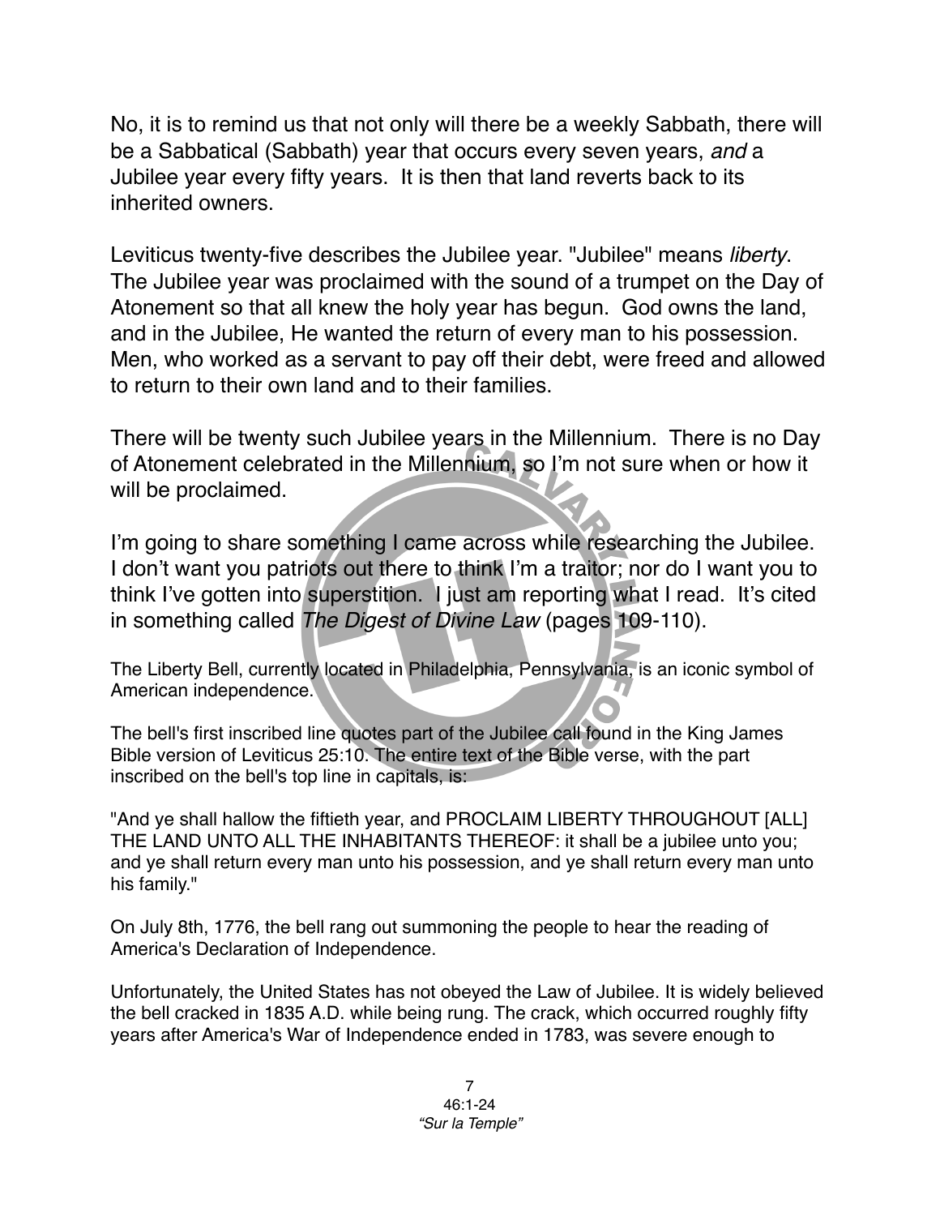No, it is to remind us that not only will there be a weekly Sabbath, there will be a Sabbatical (Sabbath) year that occurs every seven years, *and* a Jubilee year every fifty years. It is then that land reverts back to its inherited owners.

Leviticus twenty-five describes the Jubilee year. "Jubilee" means *liberty*. The Jubilee year was proclaimed with the sound of a trumpet on the Day of Atonement so that all knew the holy year has begun. God owns the land, and in the Jubilee, He wanted the return of every man to his possession. Men, who worked as a servant to pay off their debt, were freed and allowed to return to their own land and to their families.

There will be twenty such Jubilee years in the Millennium. There is no Day of Atonement celebrated in the Millennium, so I'm not sure when or how it will be proclaimed.

I'm going to share something I came across while researching the Jubilee. I don't want you patriots out there to think I'm a traitor; nor do I want you to think I've gotten into superstition. I just am reporting what I read. It's cited in something called *The Digest of Divine Law* (pages 109-110).

The Liberty Bell, currently located in Philadelphia, Pennsylvania, is an iconic symbol of American independence.

The bell's first inscribed line quotes part of the Jubilee call found in the King James Bible version of Leviticus 25:10. The entire text of the Bible verse, with the part inscribed on the bell's top line in capitals, is:

"And ye shall hallow the fiftieth year, and PROCLAIM LIBERTY THROUGHOUT [ALL] THE LAND UNTO ALL THE INHABITANTS THEREOF: it shall be a jubilee unto you; and ye shall return every man unto his possession, and ye shall return every man unto his family."

On July 8th, 1776, the bell rang out summoning the people to hear the reading of America's Declaration of Independence.

Unfortunately, the United States has not obeyed the Law of Jubilee. It is widely believed the bell cracked in 1835 A.D. while being rung. The crack, which occurred roughly fifty years after America's War of Independence ended in 1783, was severe enough to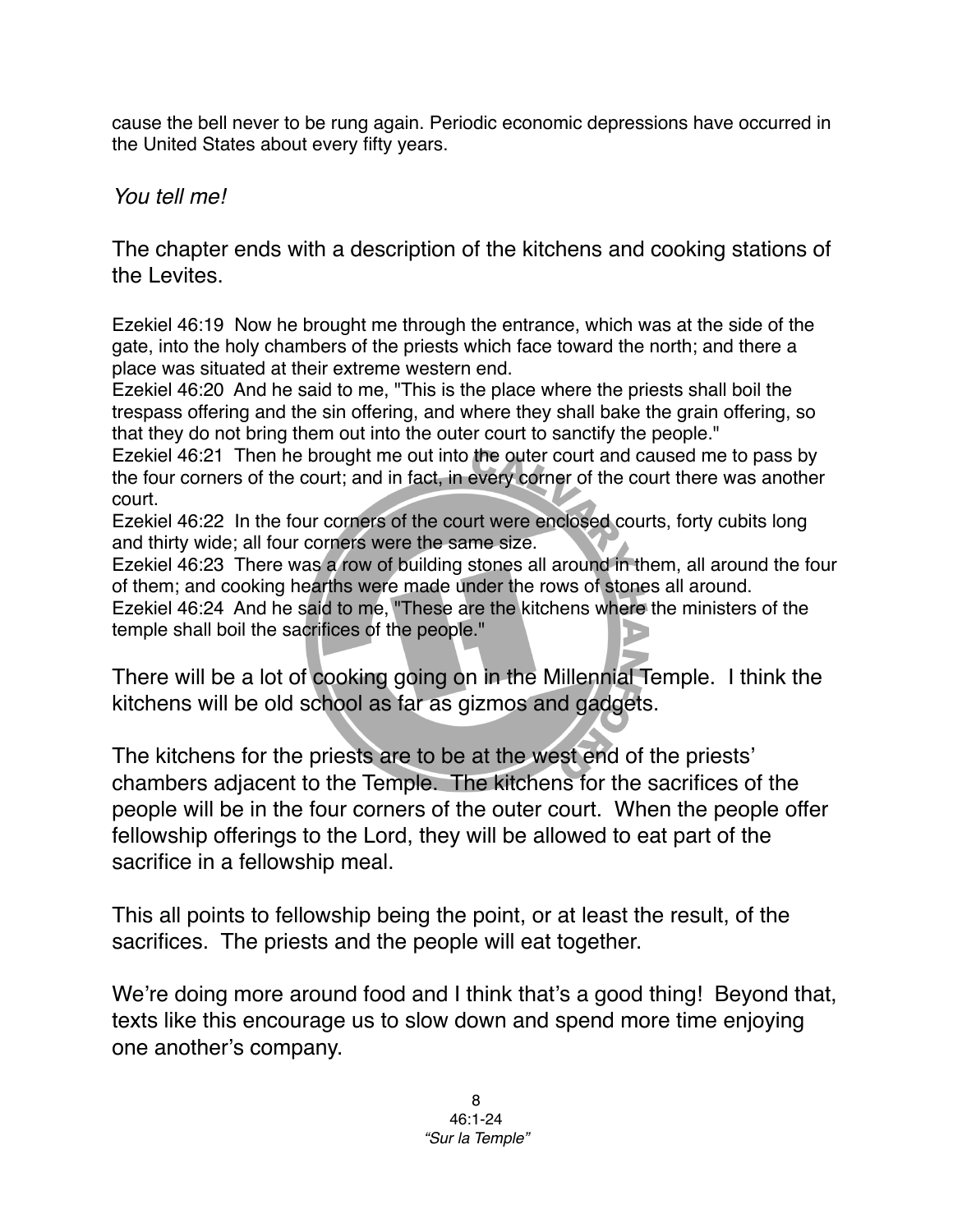cause the bell never to be rung again. Periodic economic depressions have occurred in the United States about every fifty years.

*You tell me!*

The chapter ends with a description of the kitchens and cooking stations of the Levites.

Ezekiel 46:19 Now he brought me through the entrance, which was at the side of the gate, into the holy chambers of the priests which face toward the north; and there a place was situated at their extreme western end.
Ezekiel 46:20 And he said to me, "This is the place where the priests shall boil the trespass offering and the sin offering, and where they shall bake the grain offering, so that they do not bring them out into the outer court to sanctify the people."
Ezekiel 46:21 Then he brought me out into the outer court and caused me to pass by the four corners of the court; and in fact, in every corner of the court there was another court.
Ezekiel 46:22 In the four corners of the court were enclosed courts, forty cubits long and thirty wide; all four corners were the same size.
Ezekiel 46:23 There was a row of building stones all around in them, all around the four of them; and cooking hearths were made under the rows of stones all around.
Ezekiel 46:24 And he said to me, "These are the kitchens where the ministers of the temple shall boil the sacrifices of the people."

There will be a lot of cooking going on in the Millennial Temple. I think the kitchens will be old school as far as gizmos and gadgets.

The kitchens for the priests are to be at the west end of the priests' chambers adjacent to the Temple. The kitchens for the sacrifices of the people will be in the four corners of the outer court. When the people offer fellowship offerings to the Lord, they will be allowed to eat part of the sacrifice in a fellowship meal.

This all points to fellowship being the point, or at least the result, of the sacrifices. The priests and the people will eat together.

We're doing more around food and I think that's a good thing! Beyond that, texts like this encourage us to slow down and spend more time enjoying one another's company.